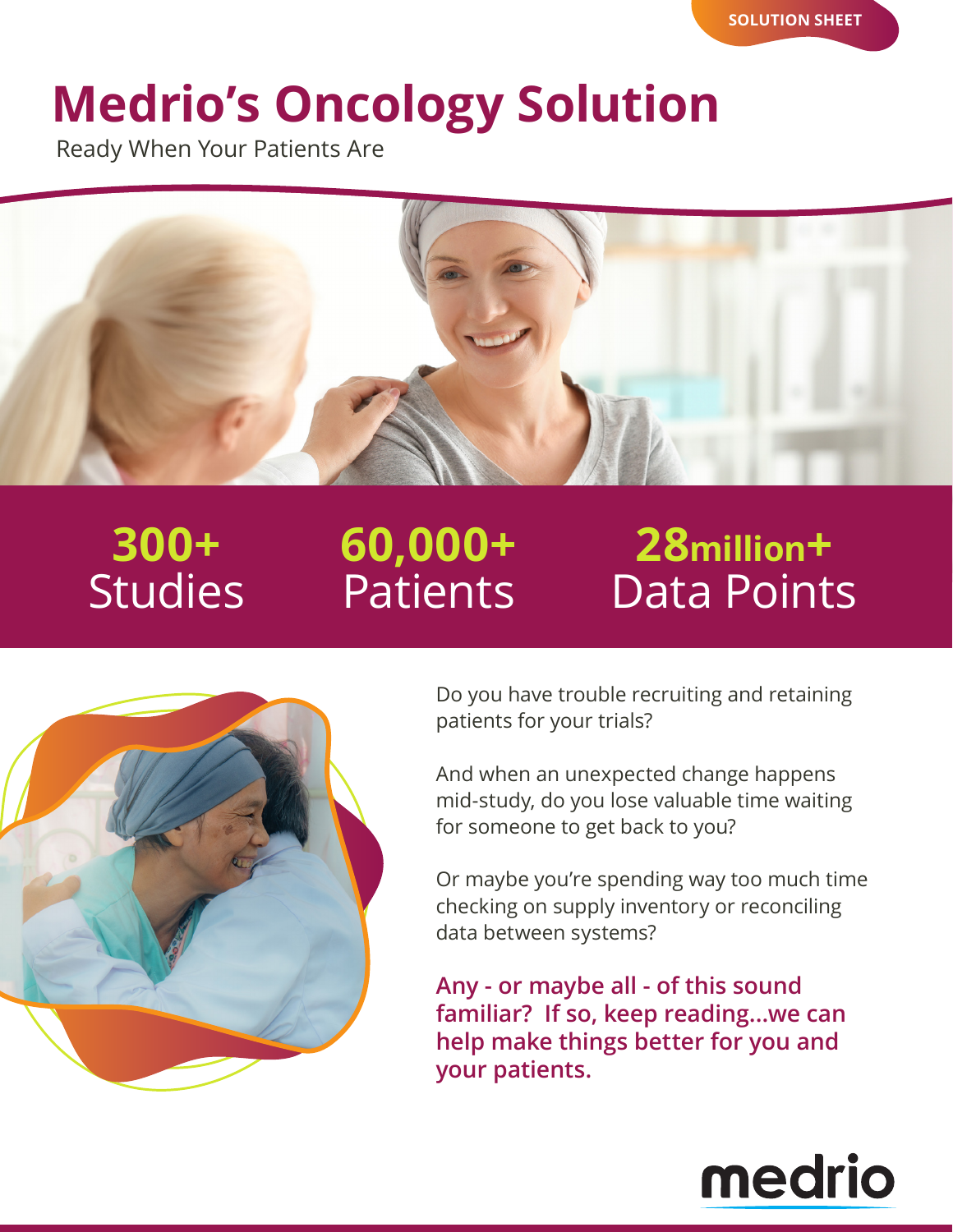SOLUTION SHEET

# Medrio's Oncology Solution

Ready When Your Patients Are

**300+** Studies

**60,000+** Patients

**28million+** Data Points

Do you have trouble recruiting and retaining patients for your trials?

And when an unexpected change happens mid-study, do you lose valuable time waiting for someone to get back to you?

Or maybe you're spending way too much time checking on supply inventory or reconciling data between systems?

**Any - or maybe all - of this sound familiar? If so, keep reading...we can help make things better for you and your patients.**

medrio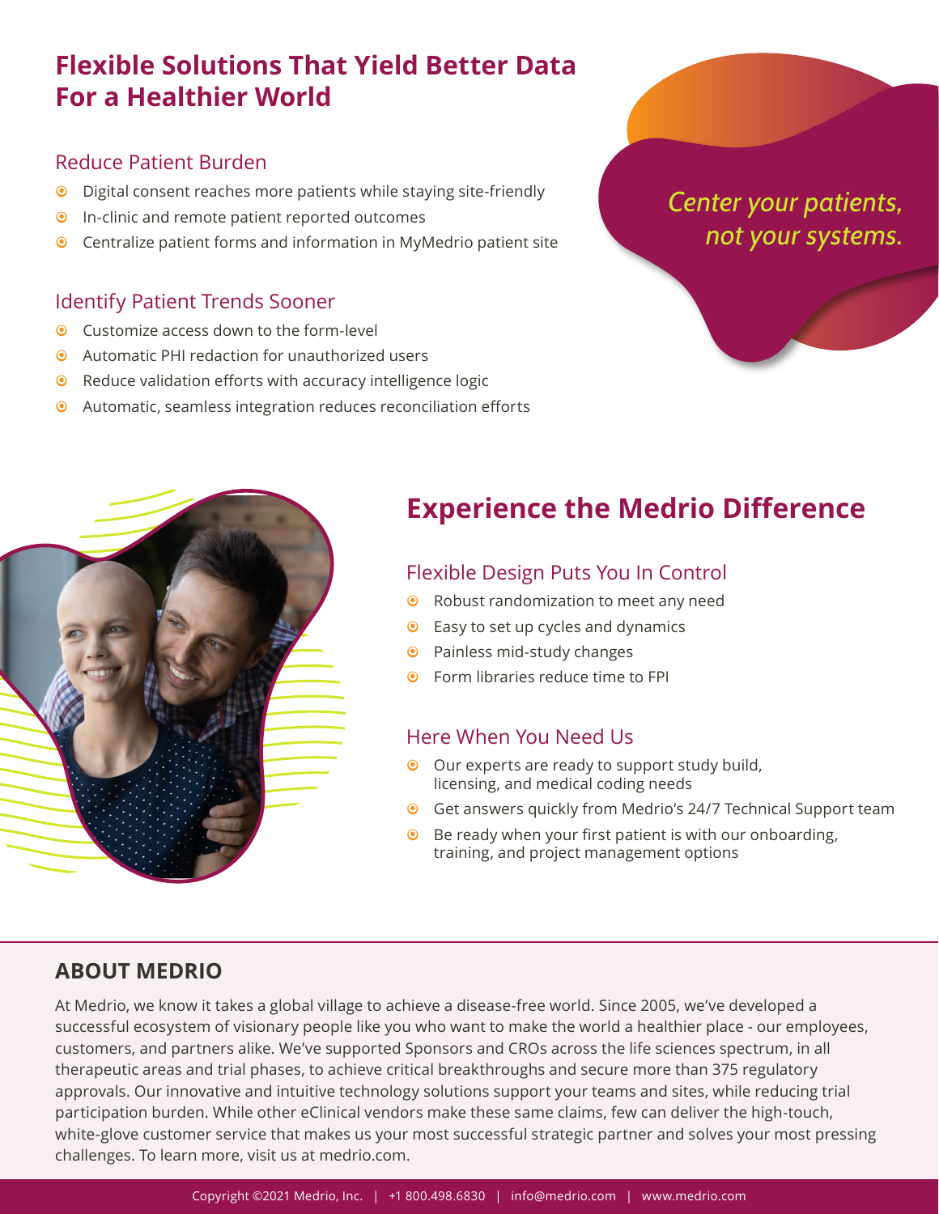# Flexible Solutions That Yield Better Data For a Healthier World

### Reduce Patient Burden

- Digital consent reaches more patients while staying site-friendly
- In-clinic and remote patient reported outcomes
- Centralize patient forms and information in MyMedrio patient site

### Identify Patient Trends Sooner

- Customize access down to the form-level
- Automatic PHI redaction for unauthorized users
- Reduce validation efforts with accuracy intelligence logic
- Automatic, seamless integration reduces reconciliation efforts

*Center your patients, not your systems.*

## Experience the Medrio Difference

### Flexible Design Puts You In Control

- Robust randomization to meet any need
- Easy to set up cycles and dynamics
- Painless mid-study changes
- Form libraries reduce time to FPI

### Here When You Need Us

- Our experts are ready to support study build, licensing, and medical coding needs
- Get answers quickly from Medrio's 24/7 Technical Support team
- Be ready when your first patient is with our onboarding, training, and project management options

## ABOUT MEDRIO

At Medrio, we know it takes a global village to achieve a disease-free world. Since 2005, we've developed a successful ecosystem of visionary people like you who want to make the world a healthier place - our employees, customers, and partners alike. We've supported Sponsors and CROs across the life sciences spectrum, in all therapeutic areas and trial phases, to achieve critical breakthroughs and secure more than 375 regulatory approvals. Our innovative and intuitive technology solutions support your teams and sites, while reducing trial participation burden. While other eClinical vendors make these same claims, few can deliver the high-touch, white-glove customer service that makes us your most successful strategic partner and solves your most pressing challenges. To learn more, visit us at medrio.com.

Copyright ©2021 Medrio, Inc. | +1 800.498.6830 | info@medrio.com | www.medrio.com